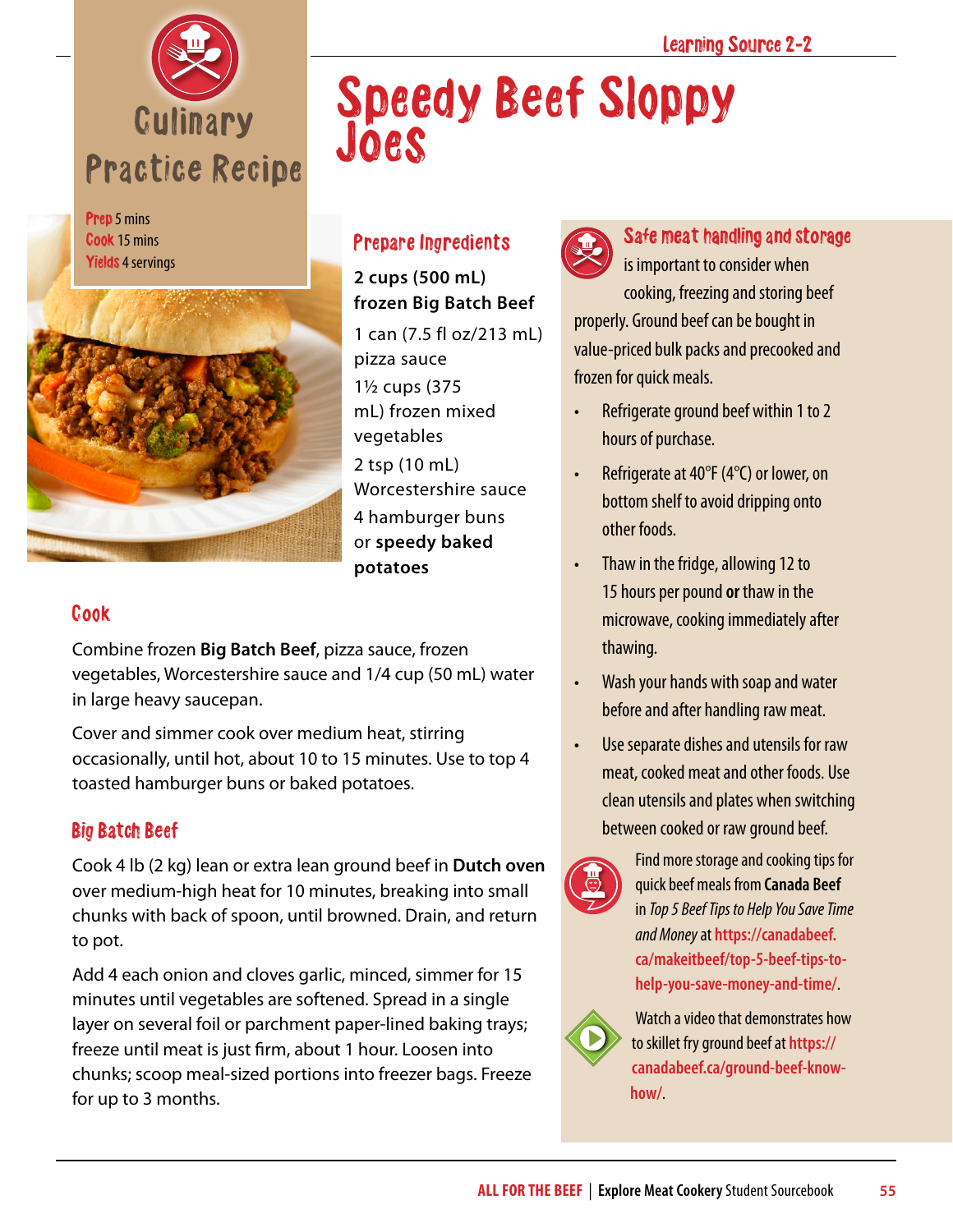Learning Source 2-2

Culinary Practice Recipe

# Speedy Beef Sloppy Joes

**Prep** 5 mins
**Cook** 15 mins
**Yields** 4 servings

## Prepare Ingredients

**2 cups (500 mL) frozen Big Batch Beef**

1 can (7.5 fl oz/213 mL) pizza sauce

1½ cups (375 mL) frozen mixed vegetables

2 tsp (10 mL) Worcestershire sauce

4 hamburger buns or **speedy baked potatoes**

## Cook

Combine frozen **Big Batch Beef**, pizza sauce, frozen vegetables, Worcestershire sauce and 1/4 cup (50 mL) water in large heavy saucepan.

Cover and simmer cook over medium heat, stirring occasionally, until hot, about 10 to 15 minutes. Use to top 4 toasted hamburger buns or baked potatoes.

## Big Batch Beef

Cook 4 lb (2 kg) lean or extra lean ground beef in **Dutch oven** over medium-high heat for 10 minutes, breaking into small chunks with back of spoon, until browned. Drain, and return to pot.

Add 4 each onion and cloves garlic, minced, simmer for 15 minutes until vegetables are softened. Spread in a single layer on several foil or parchment paper-lined baking trays; freeze until meat is just firm, about 1 hour. Loosen into chunks; scoop meal-sized portions into freezer bags. Freeze for up to 3 months.

## Safe meat handling and storage

is important to consider when cooking, freezing and storing beef properly. Ground beef can be bought in value-priced bulk packs and precooked and frozen for quick meals.

- Refrigerate ground beef within 1 to 2 hours of purchase.
- Refrigerate at 40°F (4°C) or lower, on bottom shelf to avoid dripping onto other foods.
- Thaw in the fridge, allowing 12 to 15 hours per pound **or** thaw in the microwave, cooking immediately after thawing.
- Wash your hands with soap and water before and after handling raw meat.
- Use separate dishes and utensils for raw meat, cooked meat and other foods. Use clean utensils and plates when switching between cooked or raw ground beef.

Find more storage and cooking tips for quick beef meals from **Canada Beef** in *Top 5 Beef Tips to Help You Save Time and Money* at **https://canadabeef.ca/makeitbeef/top-5-beef-tips-to-help-you-save-money-and-time/**.

Watch a video that demonstrates how to skillet fry ground beef at **https://canadabeef.ca/ground-beef-know-how/**.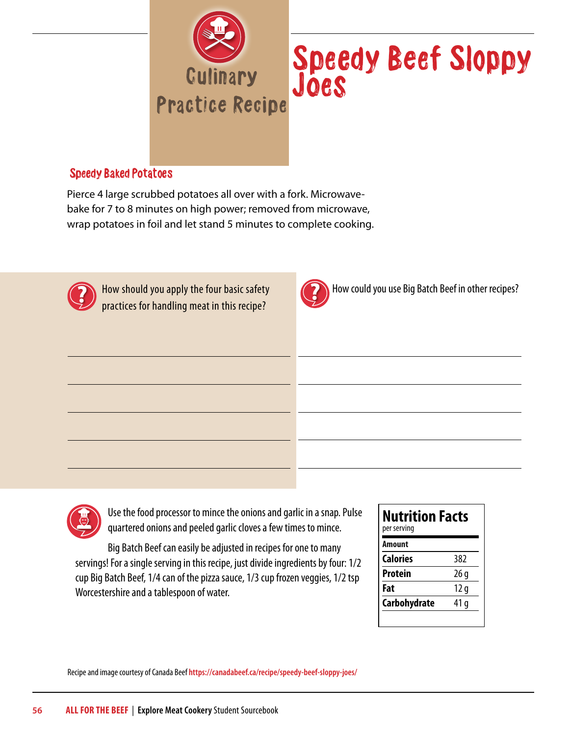Culinary Practice Recipe

# Speedy Beef Sloppy Joes

### Speedy Baked Potatoes

Pierce 4 large scrubbed potatoes all over with a fork. Microwave-bake for 7 to 8 minutes on high power; removed from microwave, wrap potatoes in foil and let stand 5 minutes to complete cooking.

How should you apply the four basic safety practices for handling meat in this recipe?

______________________________

______________________________

______________________________

______________________________

______________________________

How could you use Big Batch Beef in other recipes?

______________________________

______________________________

______________________________

______________________________

______________________________

Use the food processor to mince the onions and garlic in a snap. Pulse quartered onions and peeled garlic cloves a few times to mince.

Big Batch Beef can easily be adjusted in recipes for one to many servings! For a single serving in this recipe, just divide ingredients by four: 1/2 cup Big Batch Beef, 1/4 can of the pizza sauce, 1/3 cup frozen veggies, 1/2 tsp Worcestershire and a tablespoon of water.

**Nutrition Facts**
per serving

| Amount | |
|---|---|
| **Calories** | 382 |
| **Protein** | 26 g |
| **Fat** | 12 g |
| **Carbohydrate** | 41 g |

Recipe and image courtesy of Canada Beef https://canadabeef.ca/recipe/speedy-beef-sloppy-joes/